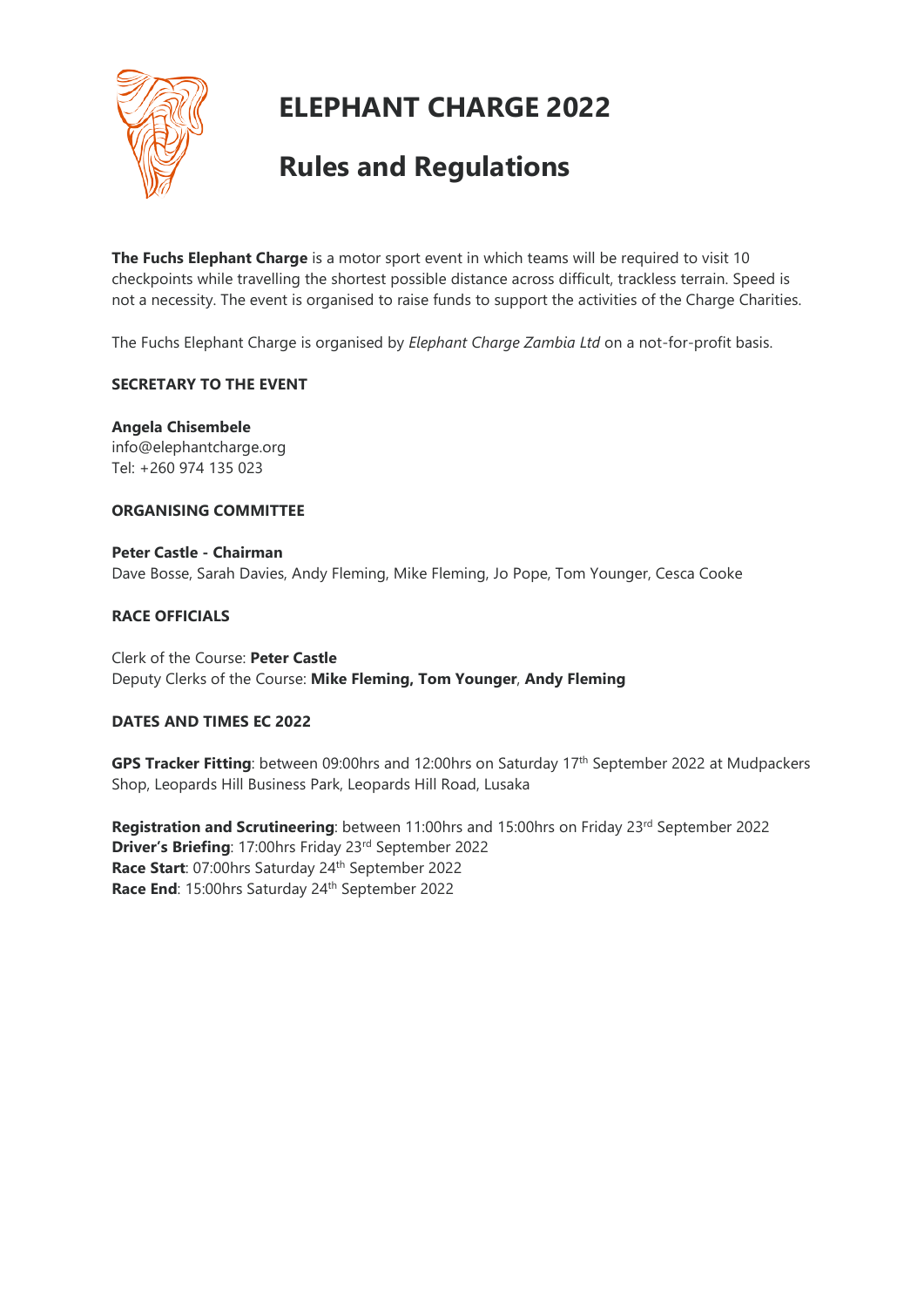# ELEPHANT CHARGE 2022

# Rules and Regulations

**The Fuchs Elephant Charge** is a motor sport event in which teams will be required to visit 10 checkpoints while travelling the shortest possible distance across difficult, trackless terrain. Speed is not a necessity. The event is organised to raise funds to support the activities of the Charge Charities.

The Fuchs Elephant Charge is organised by *Elephant Charge Zambia Ltd* on a not-for-profit basis.

**SECRETARY TO THE EVENT**

**Angela Chisembele**
info@elephantcharge.org
Tel: +260 974 135 023

**ORGANISING COMMITTEE**

**Peter Castle - Chairman**
Dave Bosse, Sarah Davies, Andy Fleming, Mike Fleming, Jo Pope, Tom Younger, Cesca Cooke

**RACE OFFICIALS**

Clerk of the Course: **Peter Castle**
Deputy Clerks of the Course: **Mike Fleming, Tom Younger**, **Andy Fleming**

**DATES AND TIMES EC 2022**

**GPS Tracker Fitting**: between 09:00hrs and 12:00hrs on Saturday 17th September 2022 at Mudpackers Shop, Leopards Hill Business Park, Leopards Hill Road, Lusaka

**Registration and Scrutineering**: between 11:00hrs and 15:00hrs on Friday 23rd September 2022
**Driver's Briefing**: 17:00hrs Friday 23rd September 2022
**Race Start**: 07:00hrs Saturday 24th September 2022
**Race End**: 15:00hrs Saturday 24th September 2022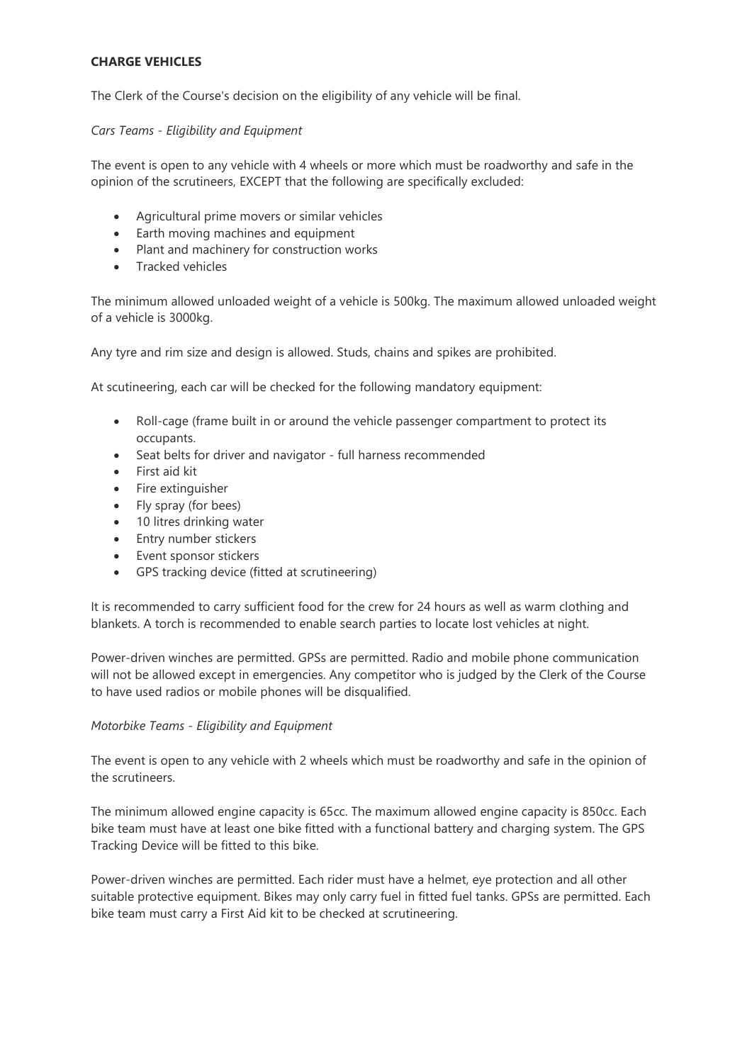**CHARGE VEHICLES**

The Clerk of the Course's decision on the eligibility of any vehicle will be final.

*Cars Teams - Eligibility and Equipment*

The event is open to any vehicle with 4 wheels or more which must be roadworthy and safe in the opinion of the scrutineers, EXCEPT that the following are specifically excluded:

- Agricultural prime movers or similar vehicles
- Earth moving machines and equipment
- Plant and machinery for construction works
- Tracked vehicles

The minimum allowed unloaded weight of a vehicle is 500kg. The maximum allowed unloaded weight of a vehicle is 3000kg.

Any tyre and rim size and design is allowed. Studs, chains and spikes are prohibited.

At scutineering, each car will be checked for the following mandatory equipment:

- Roll-cage (frame built in or around the vehicle passenger compartment to protect its occupants.
- Seat belts for driver and navigator - full harness recommended
- First aid kit
- Fire extinguisher
- Fly spray (for bees)
- 10 litres drinking water
- Entry number stickers
- Event sponsor stickers
- GPS tracking device (fitted at scrutineering)

It is recommended to carry sufficient food for the crew for 24 hours as well as warm clothing and blankets. A torch is recommended to enable search parties to locate lost vehicles at night.

Power-driven winches are permitted. GPSs are permitted. Radio and mobile phone communication will not be allowed except in emergencies. Any competitor who is judged by the Clerk of the Course to have used radios or mobile phones will be disqualified.

*Motorbike Teams - Eligibility and Equipment*

The event is open to any vehicle with 2 wheels which must be roadworthy and safe in the opinion of the scrutineers.

The minimum allowed engine capacity is 65cc. The maximum allowed engine capacity is 850cc. Each bike team must have at least one bike fitted with a functional battery and charging system. The GPS Tracking Device will be fitted to this bike.

Power-driven winches are permitted. Each rider must have a helmet, eye protection and all other suitable protective equipment. Bikes may only carry fuel in fitted fuel tanks. GPSs are permitted. Each bike team must carry a First Aid kit to be checked at scrutineering.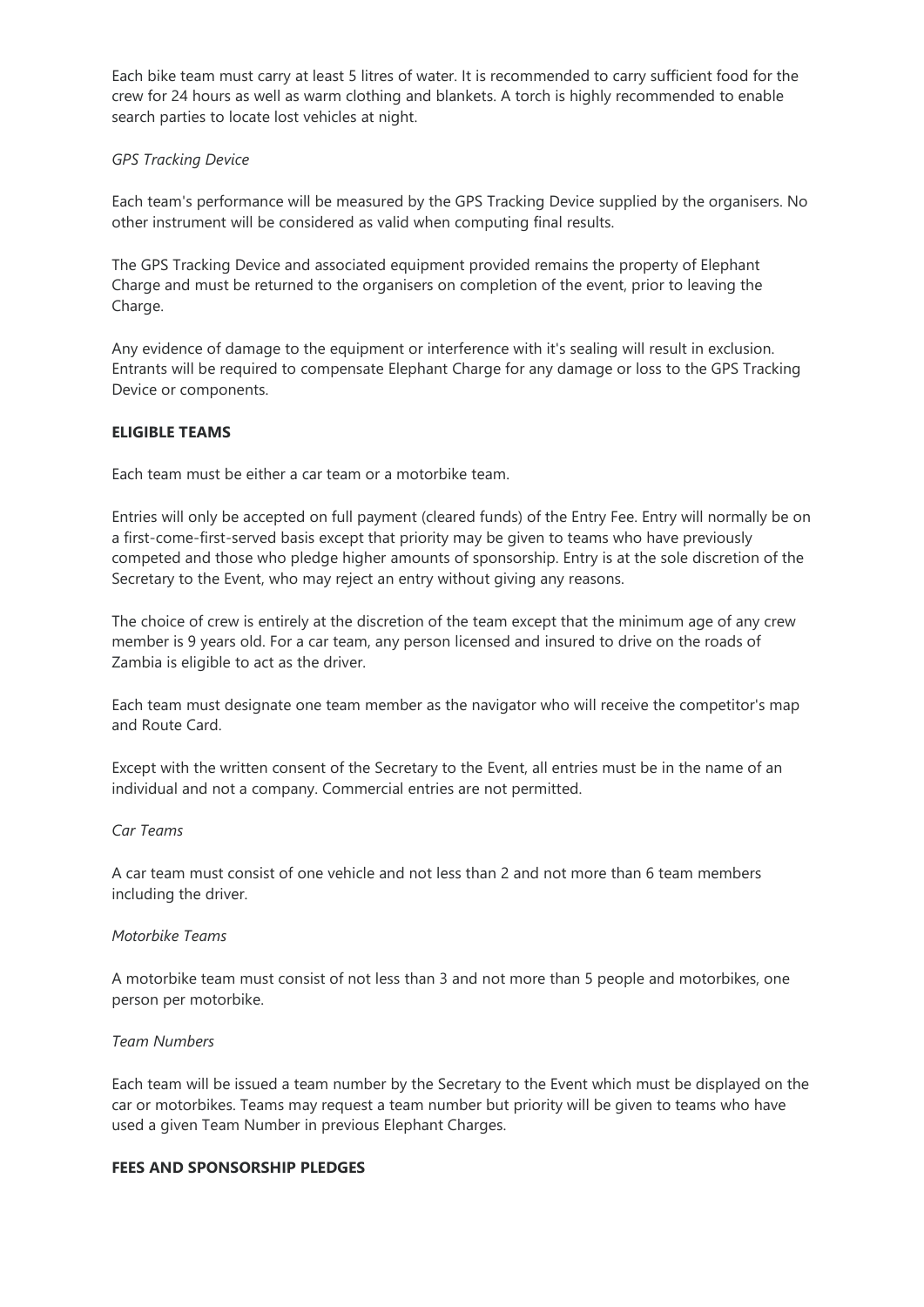Each bike team must carry at least 5 litres of water. It is recommended to carry sufficient food for the crew for 24 hours as well as warm clothing and blankets. A torch is highly recommended to enable search parties to locate lost vehicles at night.

*GPS Tracking Device*

Each team's performance will be measured by the GPS Tracking Device supplied by the organisers. No other instrument will be considered as valid when computing final results.

The GPS Tracking Device and associated equipment provided remains the property of Elephant Charge and must be returned to the organisers on completion of the event, prior to leaving the Charge.

Any evidence of damage to the equipment or interference with it's sealing will result in exclusion. Entrants will be required to compensate Elephant Charge for any damage or loss to the GPS Tracking Device or components.

**ELIGIBLE TEAMS**

Each team must be either a car team or a motorbike team.

Entries will only be accepted on full payment (cleared funds) of the Entry Fee. Entry will normally be on a first-come-first-served basis except that priority may be given to teams who have previously competed and those who pledge higher amounts of sponsorship. Entry is at the sole discretion of the Secretary to the Event, who may reject an entry without giving any reasons.

The choice of crew is entirely at the discretion of the team except that the minimum age of any crew member is 9 years old. For a car team, any person licensed and insured to drive on the roads of Zambia is eligible to act as the driver.

Each team must designate one team member as the navigator who will receive the competitor's map and Route Card.

Except with the written consent of the Secretary to the Event, all entries must be in the name of an individual and not a company. Commercial entries are not permitted.

*Car Teams*

A car team must consist of one vehicle and not less than 2 and not more than 6 team members including the driver.

*Motorbike Teams*

A motorbike team must consist of not less than 3 and not more than 5 people and motorbikes, one person per motorbike.

*Team Numbers*

Each team will be issued a team number by the Secretary to the Event which must be displayed on the car or motorbikes. Teams may request a team number but priority will be given to teams who have used a given Team Number in previous Elephant Charges.

**FEES AND SPONSORSHIP PLEDGES**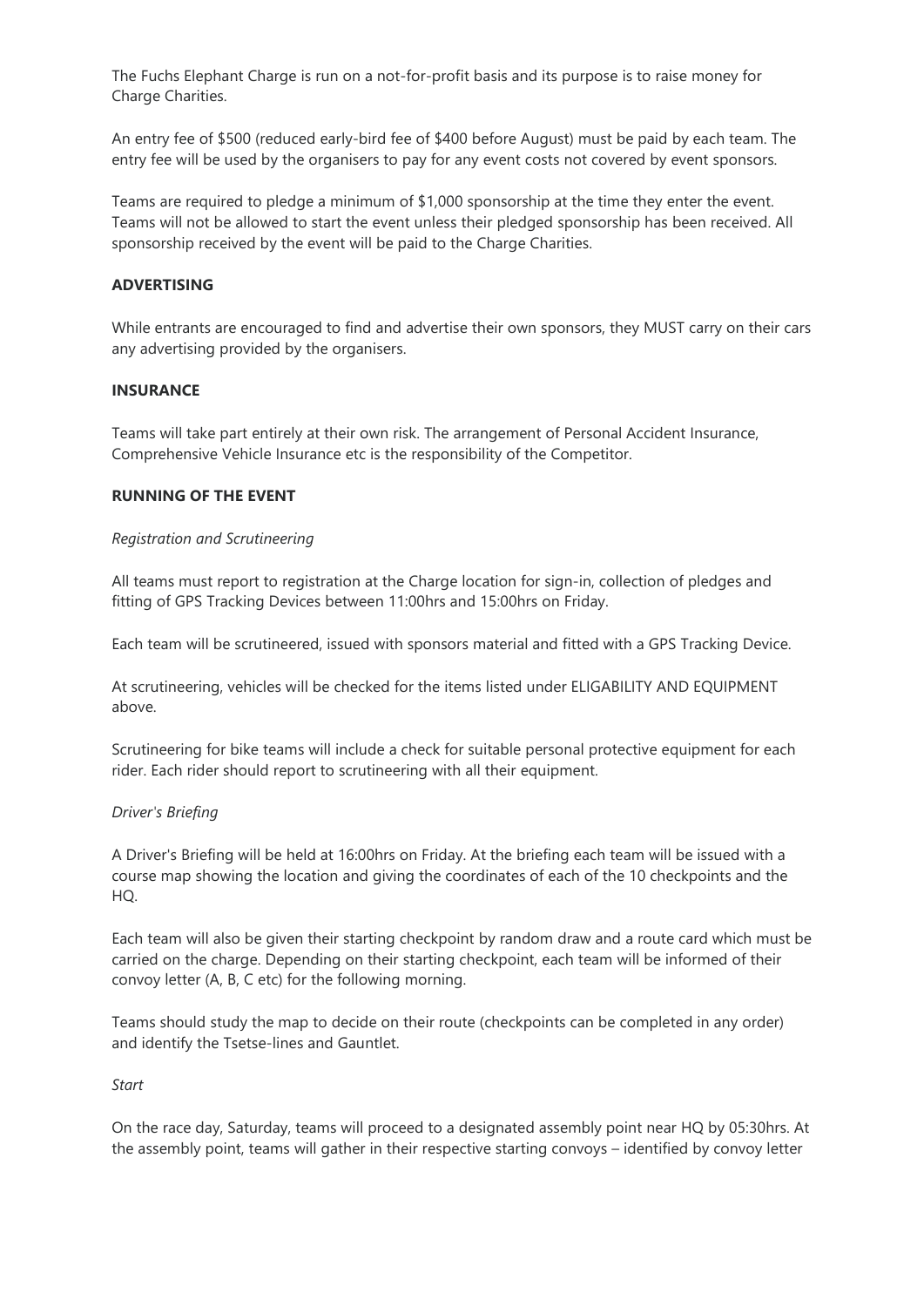The Fuchs Elephant Charge is run on a not-for-profit basis and its purpose is to raise money for Charge Charities.

An entry fee of $500 (reduced early-bird fee of $400 before August) must be paid by each team. The entry fee will be used by the organisers to pay for any event costs not covered by event sponsors.

Teams are required to pledge a minimum of $1,000 sponsorship at the time they enter the event. Teams will not be allowed to start the event unless their pledged sponsorship has been received. All sponsorship received by the event will be paid to the Charge Charities.

**ADVERTISING**

While entrants are encouraged to find and advertise their own sponsors, they MUST carry on their cars any advertising provided by the organisers.

**INSURANCE**

Teams will take part entirely at their own risk. The arrangement of Personal Accident Insurance, Comprehensive Vehicle Insurance etc is the responsibility of the Competitor.

**RUNNING OF THE EVENT**

*Registration and Scrutineering*

All teams must report to registration at the Charge location for sign-in, collection of pledges and fitting of GPS Tracking Devices between 11:00hrs and 15:00hrs on Friday.

Each team will be scrutineered, issued with sponsors material and fitted with a GPS Tracking Device.

At scrutineering, vehicles will be checked for the items listed under ELIGABILITY AND EQUIPMENT above.

Scrutineering for bike teams will include a check for suitable personal protective equipment for each rider. Each rider should report to scrutineering with all their equipment.

*Driver's Briefing*

A Driver's Briefing will be held at 16:00hrs on Friday. At the briefing each team will be issued with a course map showing the location and giving the coordinates of each of the 10 checkpoints and the HQ.

Each team will also be given their starting checkpoint by random draw and a route card which must be carried on the charge. Depending on their starting checkpoint, each team will be informed of their convoy letter (A, B, C etc) for the following morning.

Teams should study the map to decide on their route (checkpoints can be completed in any order) and identify the Tsetse-lines and Gauntlet.

*Start*

On the race day, Saturday, teams will proceed to a designated assembly point near HQ by 05:30hrs. At the assembly point, teams will gather in their respective starting convoys – identified by convoy letter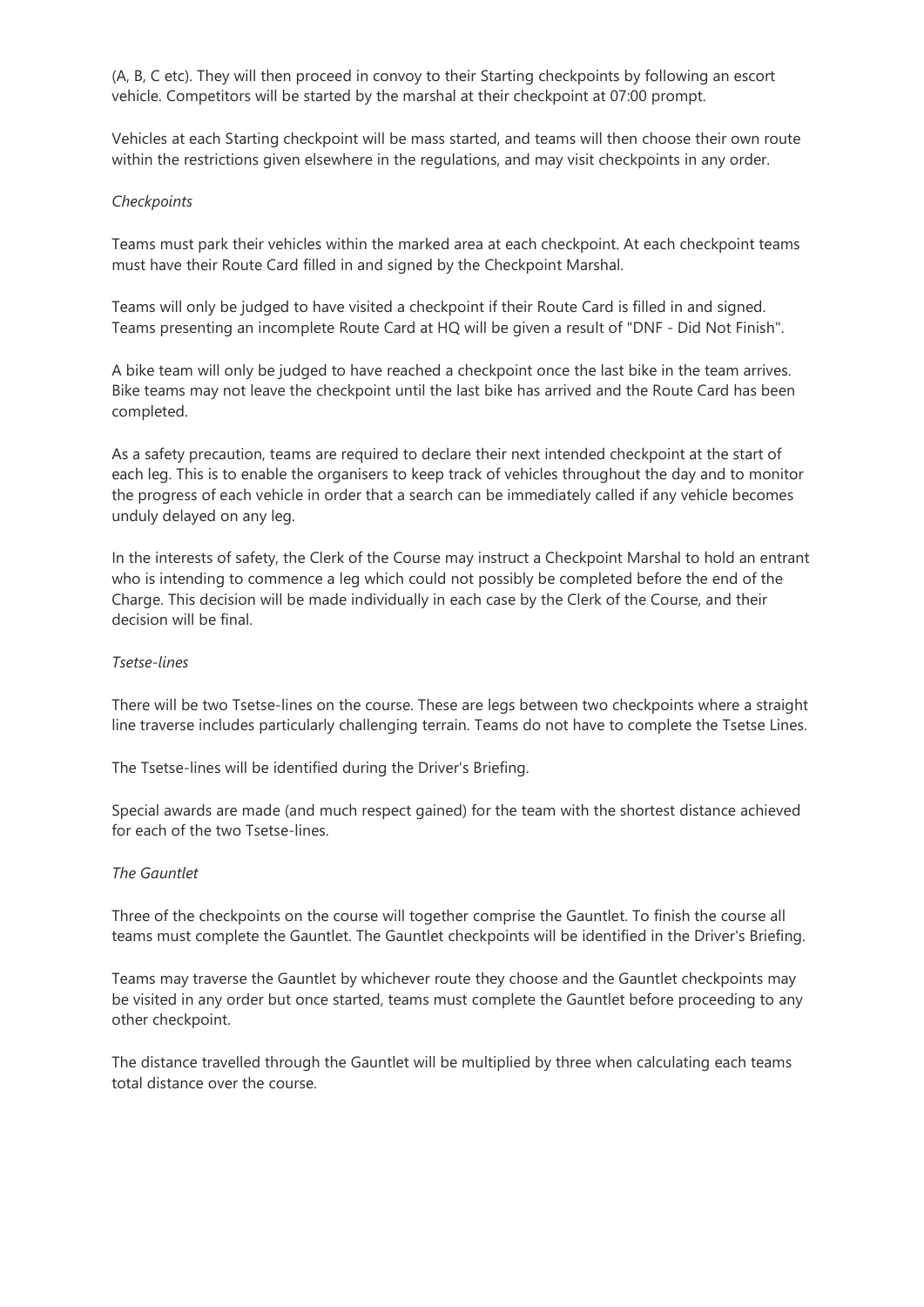(A, B, C etc). They will then proceed in convoy to their Starting checkpoints by following an escort vehicle. Competitors will be started by the marshal at their checkpoint at 07:00 prompt.

Vehicles at each Starting checkpoint will be mass started, and teams will then choose their own route within the restrictions given elsewhere in the regulations, and may visit checkpoints in any order.

*Checkpoints*

Teams must park their vehicles within the marked area at each checkpoint. At each checkpoint teams must have their Route Card filled in and signed by the Checkpoint Marshal.

Teams will only be judged to have visited a checkpoint if their Route Card is filled in and signed. Teams presenting an incomplete Route Card at HQ will be given a result of "DNF - Did Not Finish".

A bike team will only be judged to have reached a checkpoint once the last bike in the team arrives. Bike teams may not leave the checkpoint until the last bike has arrived and the Route Card has been completed.

As a safety precaution, teams are required to declare their next intended checkpoint at the start of each leg. This is to enable the organisers to keep track of vehicles throughout the day and to monitor the progress of each vehicle in order that a search can be immediately called if any vehicle becomes unduly delayed on any leg.

In the interests of safety, the Clerk of the Course may instruct a Checkpoint Marshal to hold an entrant who is intending to commence a leg which could not possibly be completed before the end of the Charge. This decision will be made individually in each case by the Clerk of the Course, and their decision will be final.

*Tsetse-lines*

There will be two Tsetse-lines on the course. These are legs between two checkpoints where a straight line traverse includes particularly challenging terrain. Teams do not have to complete the Tsetse Lines.

The Tsetse-lines will be identified during the Driver's Briefing.

Special awards are made (and much respect gained) for the team with the shortest distance achieved for each of the two Tsetse-lines.

*The Gauntlet*

Three of the checkpoints on the course will together comprise the Gauntlet. To finish the course all teams must complete the Gauntlet. The Gauntlet checkpoints will be identified in the Driver's Briefing.

Teams may traverse the Gauntlet by whichever route they choose and the Gauntlet checkpoints may be visited in any order but once started, teams must complete the Gauntlet before proceeding to any other checkpoint.

The distance travelled through the Gauntlet will be multiplied by three when calculating each teams total distance over the course.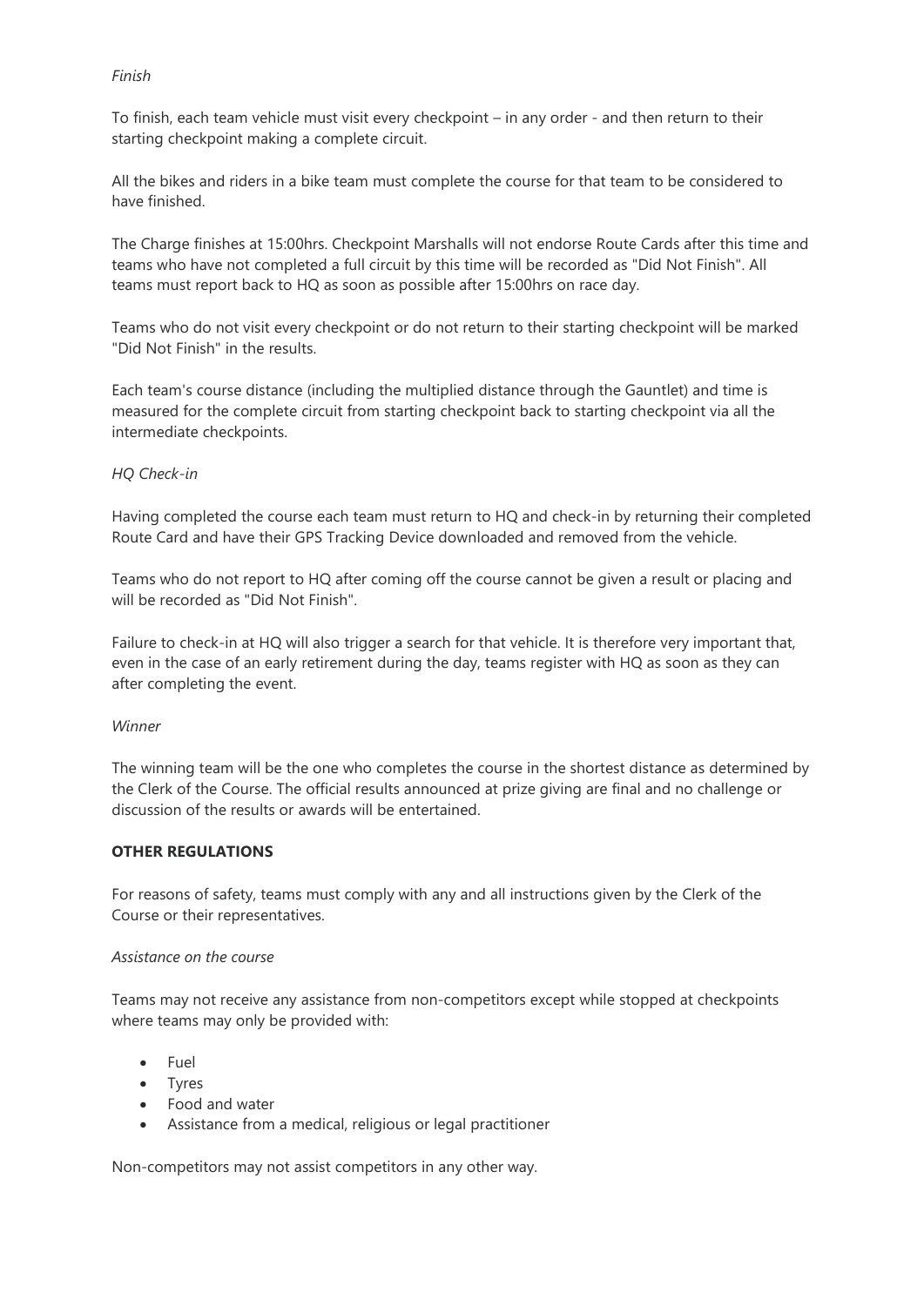*Finish*

To finish, each team vehicle must visit every checkpoint – in any order - and then return to their starting checkpoint making a complete circuit.

All the bikes and riders in a bike team must complete the course for that team to be considered to have finished.

The Charge finishes at 15:00hrs. Checkpoint Marshalls will not endorse Route Cards after this time and teams who have not completed a full circuit by this time will be recorded as "Did Not Finish". All teams must report back to HQ as soon as possible after 15:00hrs on race day.

Teams who do not visit every checkpoint or do not return to their starting checkpoint will be marked "Did Not Finish" in the results.

Each team's course distance (including the multiplied distance through the Gauntlet) and time is measured for the complete circuit from starting checkpoint back to starting checkpoint via all the intermediate checkpoints.

*HQ Check-in*

Having completed the course each team must return to HQ and check-in by returning their completed Route Card and have their GPS Tracking Device downloaded and removed from the vehicle.

Teams who do not report to HQ after coming off the course cannot be given a result or placing and will be recorded as "Did Not Finish".

Failure to check-in at HQ will also trigger a search for that vehicle. It is therefore very important that, even in the case of an early retirement during the day, teams register with HQ as soon as they can after completing the event.

*Winner*

The winning team will be the one who completes the course in the shortest distance as determined by the Clerk of the Course. The official results announced at prize giving are final and no challenge or discussion of the results or awards will be entertained.

**OTHER REGULATIONS**

For reasons of safety, teams must comply with any and all instructions given by the Clerk of the Course or their representatives.

*Assistance on the course*

Teams may not receive any assistance from non-competitors except while stopped at checkpoints where teams may only be provided with:

- Fuel
- Tyres
- Food and water
- Assistance from a medical, religious or legal practitioner

Non-competitors may not assist competitors in any other way.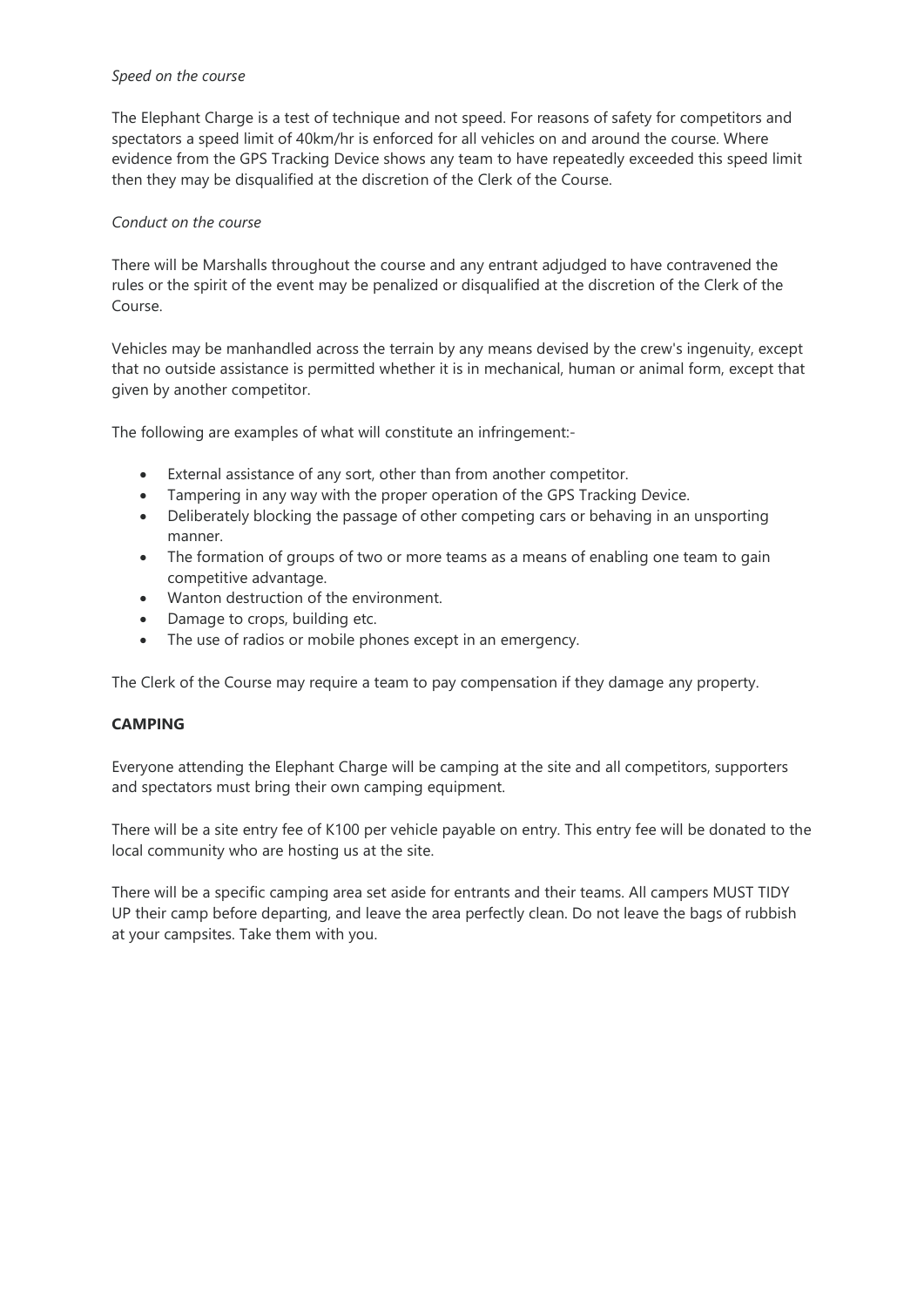*Speed on the course*

The Elephant Charge is a test of technique and not speed. For reasons of safety for competitors and spectators a speed limit of 40km/hr is enforced for all vehicles on and around the course. Where evidence from the GPS Tracking Device shows any team to have repeatedly exceeded this speed limit then they may be disqualified at the discretion of the Clerk of the Course.

*Conduct on the course*

There will be Marshalls throughout the course and any entrant adjudged to have contravened the rules or the spirit of the event may be penalized or disqualified at the discretion of the Clerk of the Course.

Vehicles may be manhandled across the terrain by any means devised by the crew's ingenuity, except that no outside assistance is permitted whether it is in mechanical, human or animal form, except that given by another competitor.

The following are examples of what will constitute an infringement:-

- External assistance of any sort, other than from another competitor.
- Tampering in any way with the proper operation of the GPS Tracking Device.
- Deliberately blocking the passage of other competing cars or behaving in an unsporting manner.
- The formation of groups of two or more teams as a means of enabling one team to gain competitive advantage.
- Wanton destruction of the environment.
- Damage to crops, building etc.
- The use of radios or mobile phones except in an emergency.

The Clerk of the Course may require a team to pay compensation if they damage any property.

**CAMPING**

Everyone attending the Elephant Charge will be camping at the site and all competitors, supporters and spectators must bring their own camping equipment.

There will be a site entry fee of K100 per vehicle payable on entry. This entry fee will be donated to the local community who are hosting us at the site.

There will be a specific camping area set aside for entrants and their teams. All campers MUST TIDY UP their camp before departing, and leave the area perfectly clean. Do not leave the bags of rubbish at your campsites. Take them with you.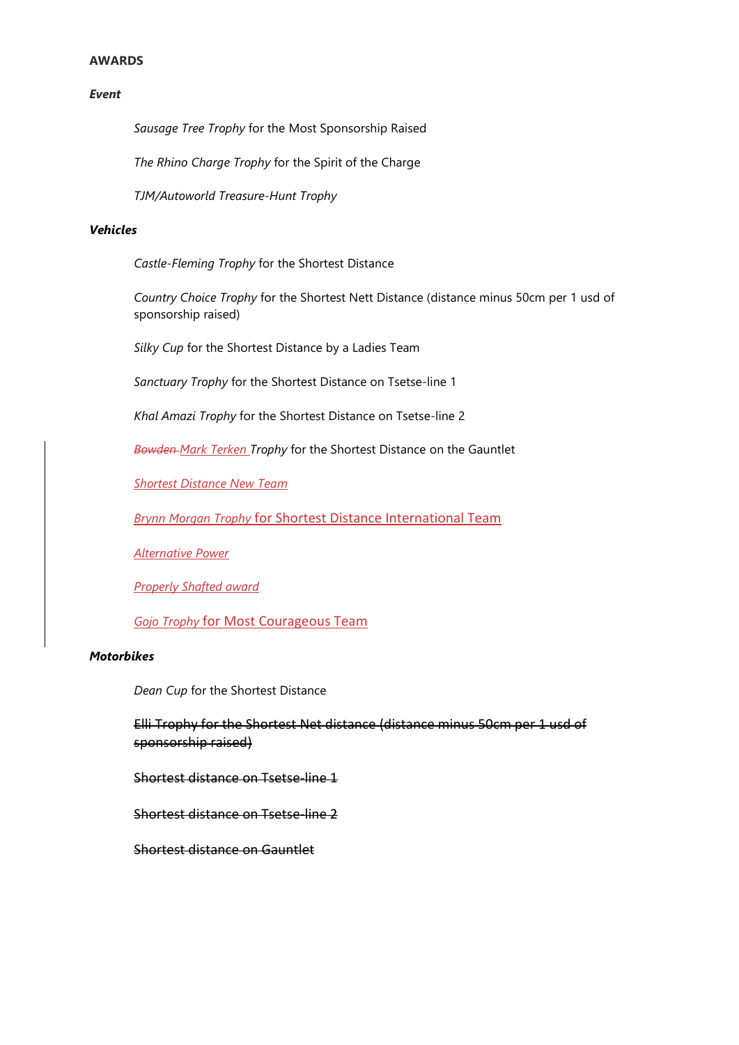**AWARDS**

***Event***

*Sausage Tree Trophy* for the Most Sponsorship Raised

*The Rhino Charge Trophy* for the Spirit of the Charge

*TJM/Autoworld Treasure-Hunt Trophy*

***Vehicles***

*Castle-Fleming Trophy* for the Shortest Distance

*Country Choice Trophy* for the Shortest Nett Distance (distance minus 50cm per 1 usd of sponsorship raised)

*Silky Cup* for the Shortest Distance by a Ladies Team

*Sanctuary Trophy* for the Shortest Distance on Tsetse-line 1

*Khal Amazi Trophy* for the Shortest Distance on Tsetse-line 2

~~*Bowden*~~ *Mark Terken Trophy* for the Shortest Distance on the Gauntlet

*Shortest Distance New Team*

*Brynn Morgan Trophy* for Shortest Distance International Team

*Alternative Power*

*Properly Shafted award*

*Gojo Trophy* for Most Courageous Team

***Motorbikes***

*Dean Cup* for the Shortest Distance

~~Elli Trophy for the Shortest Net distance (distance minus 50cm per 1 usd of sponsorship raised)~~

~~Shortest distance on Tsetse-line 1~~

~~Shortest distance on Tsetse-line 2~~

~~Shortest distance on Gauntlet~~